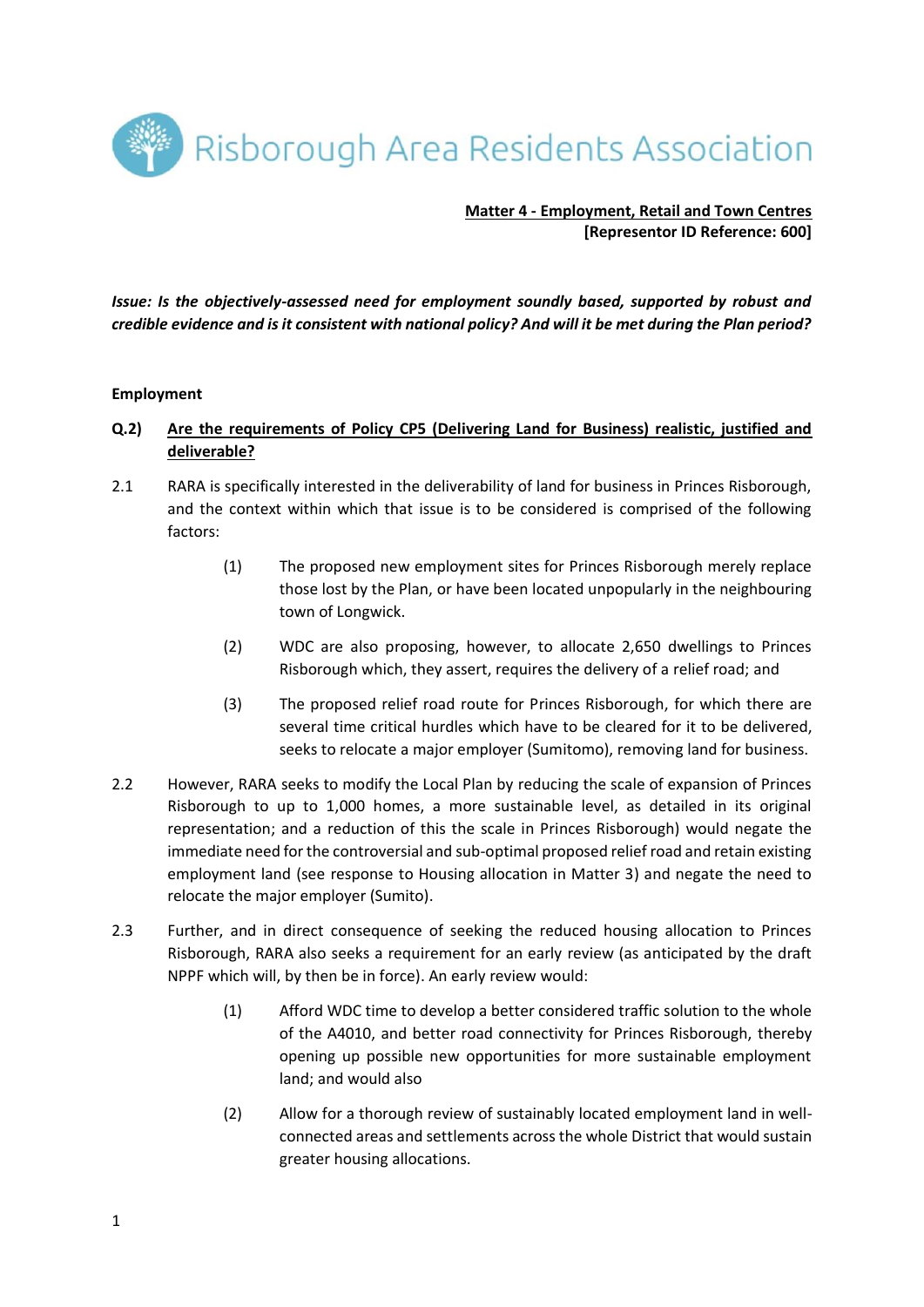Risborough Area Residents Association

**Matter 4 - Employment, Retail and Town Centres**
**[Representor ID Reference: 600]**

***Issue: Is the objectively-assessed need for employment soundly based, supported by robust and credible evidence and is it consistent with national policy? And will it be met during the Plan period?***

**Employment**

**Q.2) Are the requirements of Policy CP5 (Delivering Land for Business) realistic, justified and deliverable?**

2.1 RARA is specifically interested in the deliverability of land for business in Princes Risborough, and the context within which that issue is to be considered is comprised of the following factors:

(1) The proposed new employment sites for Princes Risborough merely replace those lost by the Plan, or have been located unpopularly in the neighbouring town of Longwick.

(2) WDC are also proposing, however, to allocate 2,650 dwellings to Princes Risborough which, they assert, requires the delivery of a relief road; and

(3) The proposed relief road route for Princes Risborough, for which there are several time critical hurdles which have to be cleared for it to be delivered, seeks to relocate a major employer (Sumitomo), removing land for business.

2.2 However, RARA seeks to modify the Local Plan by reducing the scale of expansion of Princes Risborough to up to 1,000 homes, a more sustainable level, as detailed in its original representation; and a reduction of this the scale in Princes Risborough) would negate the immediate need for the controversial and sub-optimal proposed relief road and retain existing employment land (see response to Housing allocation in Matter 3) and negate the need to relocate the major employer (Sumito).

2.3 Further, and in direct consequence of seeking the reduced housing allocation to Princes Risborough, RARA also seeks a requirement for an early review (as anticipated by the draft NPPF which will, by then be in force). An early review would:

(1) Afford WDC time to develop a better considered traffic solution to the whole of the A4010, and better road connectivity for Princes Risborough, thereby opening up possible new opportunities for more sustainable employment land; and would also

(2) Allow for a thorough review of sustainably located employment land in well-connected areas and settlements across the whole District that would sustain greater housing allocations.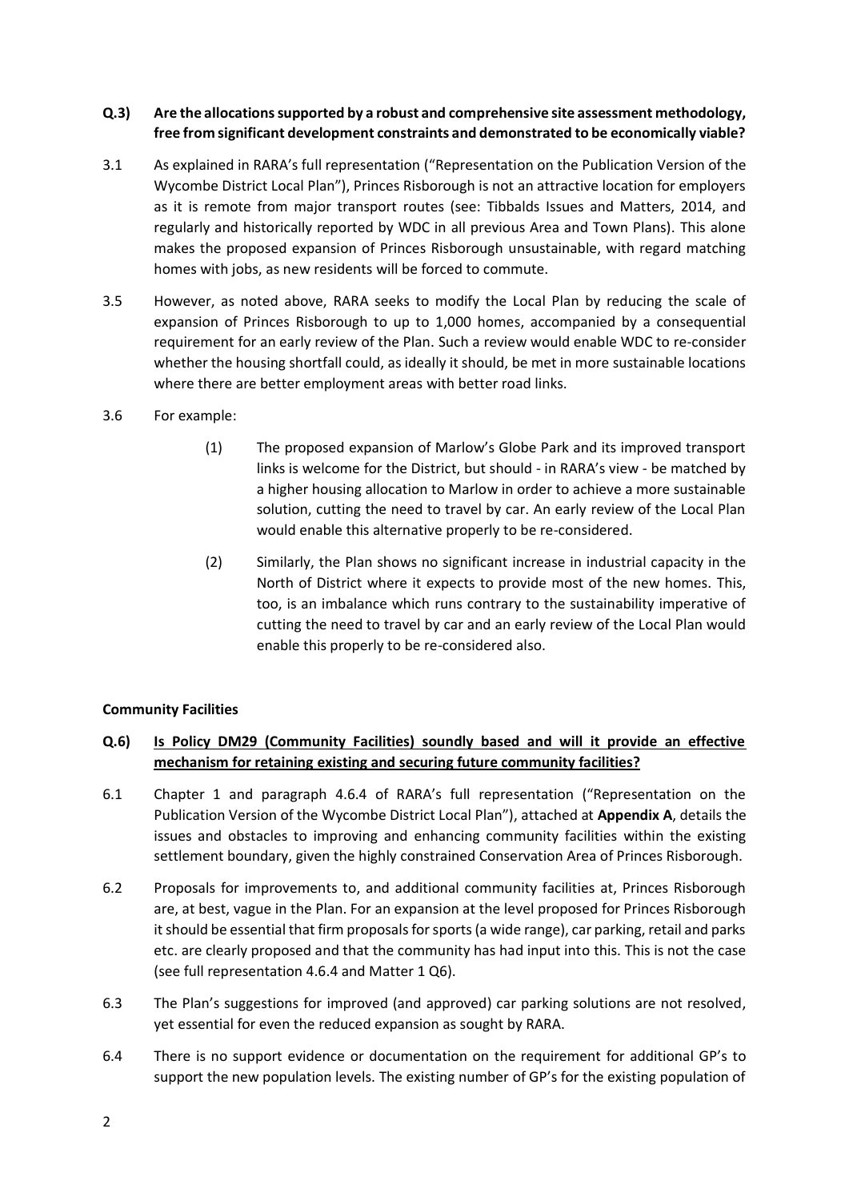**Q.3) Are the allocations supported by a robust and comprehensive site assessment methodology, free from significant development constraints and demonstrated to be economically viable?**

3.1 As explained in RARA's full representation ("Representation on the Publication Version of the Wycombe District Local Plan"), Princes Risborough is not an attractive location for employers as it is remote from major transport routes (see: Tibbalds Issues and Matters, 2014, and regularly and historically reported by WDC in all previous Area and Town Plans). This alone makes the proposed expansion of Princes Risborough unsustainable, with regard matching homes with jobs, as new residents will be forced to commute.

3.5 However, as noted above, RARA seeks to modify the Local Plan by reducing the scale of expansion of Princes Risborough to up to 1,000 homes, accompanied by a consequential requirement for an early review of the Plan. Such a review would enable WDC to re-consider whether the housing shortfall could, as ideally it should, be met in more sustainable locations where there are better employment areas with better road links.

3.6 For example:

(1) The proposed expansion of Marlow's Globe Park and its improved transport links is welcome for the District, but should - in RARA's view - be matched by a higher housing allocation to Marlow in order to achieve a more sustainable solution, cutting the need to travel by car. An early review of the Local Plan would enable this alternative properly to be re-considered.

(2) Similarly, the Plan shows no significant increase in industrial capacity in the North of District where it expects to provide most of the new homes. This, too, is an imbalance which runs contrary to the sustainability imperative of cutting the need to travel by car and an early review of the Local Plan would enable this properly to be re-considered also.

**Community Facilities**

**Q.6) <u>Is Policy DM29 (Community Facilities) soundly based and will it provide an effective mechanism for retaining existing and securing future community facilities?</u>**

6.1 Chapter 1 and paragraph 4.6.4 of RARA's full representation ("Representation on the Publication Version of the Wycombe District Local Plan"), attached at **Appendix A**, details the issues and obstacles to improving and enhancing community facilities within the existing settlement boundary, given the highly constrained Conservation Area of Princes Risborough.

6.2 Proposals for improvements to, and additional community facilities at, Princes Risborough are, at best, vague in the Plan. For an expansion at the level proposed for Princes Risborough it should be essential that firm proposals for sports (a wide range), car parking, retail and parks etc. are clearly proposed and that the community has had input into this. This is not the case (see full representation 4.6.4 and Matter 1 Q6).

6.3 The Plan's suggestions for improved (and approved) car parking solutions are not resolved, yet essential for even the reduced expansion as sought by RARA.

6.4 There is no support evidence or documentation on the requirement for additional GP's to support the new population levels. The existing number of GP's for the existing population of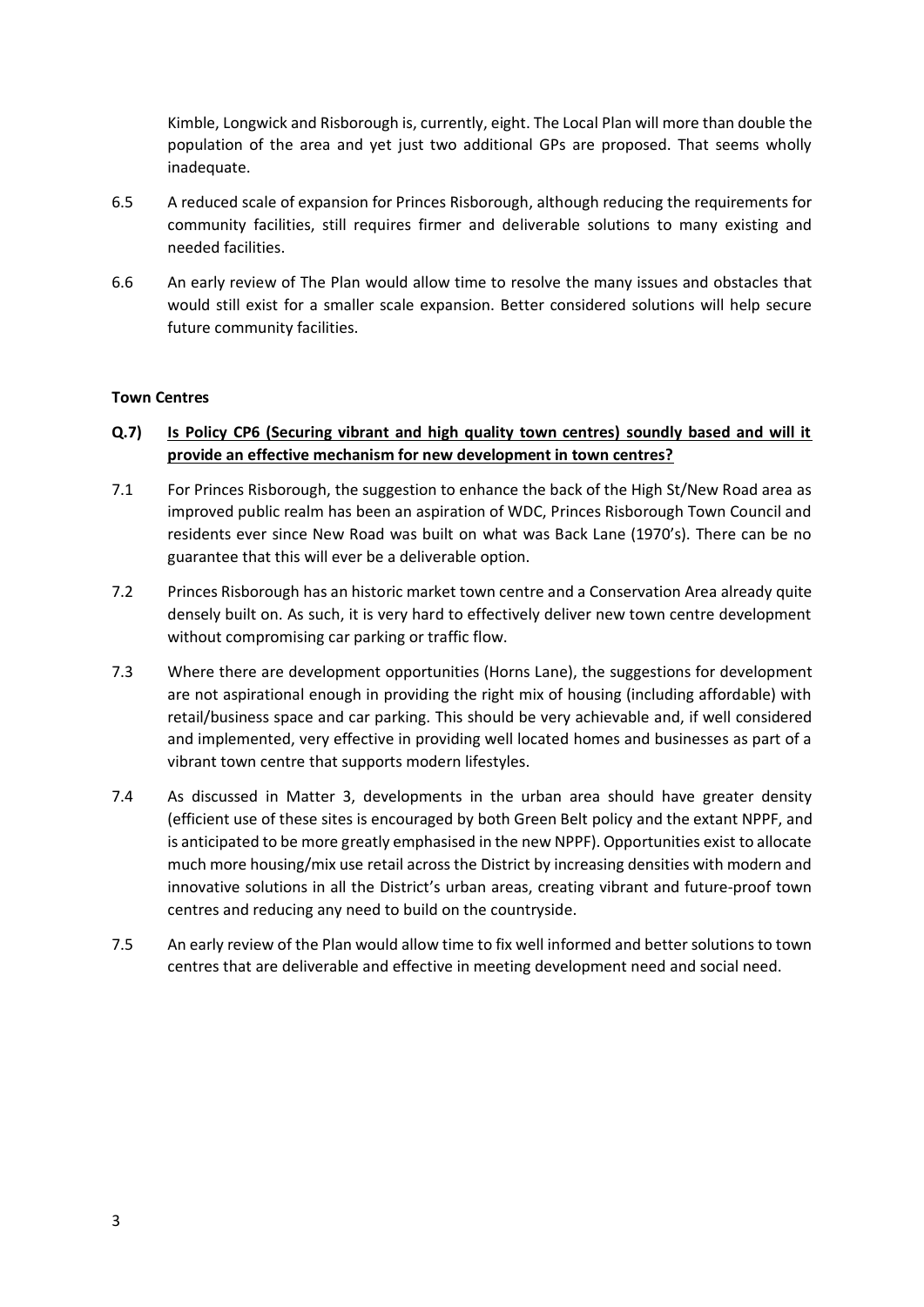Kimble, Longwick and Risborough is, currently, eight. The Local Plan will more than double the population of the area and yet just two additional GPs are proposed. That seems wholly inadequate.

6.5 A reduced scale of expansion for Princes Risborough, although reducing the requirements for community facilities, still requires firmer and deliverable solutions to many existing and needed facilities.

6.6 An early review of The Plan would allow time to resolve the many issues and obstacles that would still exist for a smaller scale expansion. Better considered solutions will help secure future community facilities.

**Town Centres**

**Q.7) <u>Is Policy CP6 (Securing vibrant and high quality town centres) soundly based and will it provide an effective mechanism for new development in town centres?</u>**

7.1 For Princes Risborough, the suggestion to enhance the back of the High St/New Road area as improved public realm has been an aspiration of WDC, Princes Risborough Town Council and residents ever since New Road was built on what was Back Lane (1970's). There can be no guarantee that this will ever be a deliverable option.

7.2 Princes Risborough has an historic market town centre and a Conservation Area already quite densely built on. As such, it is very hard to effectively deliver new town centre development without compromising car parking or traffic flow.

7.3 Where there are development opportunities (Horns Lane), the suggestions for development are not aspirational enough in providing the right mix of housing (including affordable) with retail/business space and car parking. This should be very achievable and, if well considered and implemented, very effective in providing well located homes and businesses as part of a vibrant town centre that supports modern lifestyles.

7.4 As discussed in Matter 3, developments in the urban area should have greater density (efficient use of these sites is encouraged by both Green Belt policy and the extant NPPF, and is anticipated to be more greatly emphasised in the new NPPF). Opportunities exist to allocate much more housing/mix use retail across the District by increasing densities with modern and innovative solutions in all the District's urban areas, creating vibrant and future-proof town centres and reducing any need to build on the countryside.

7.5 An early review of the Plan would allow time to fix well informed and better solutions to town centres that are deliverable and effective in meeting development need and social need.